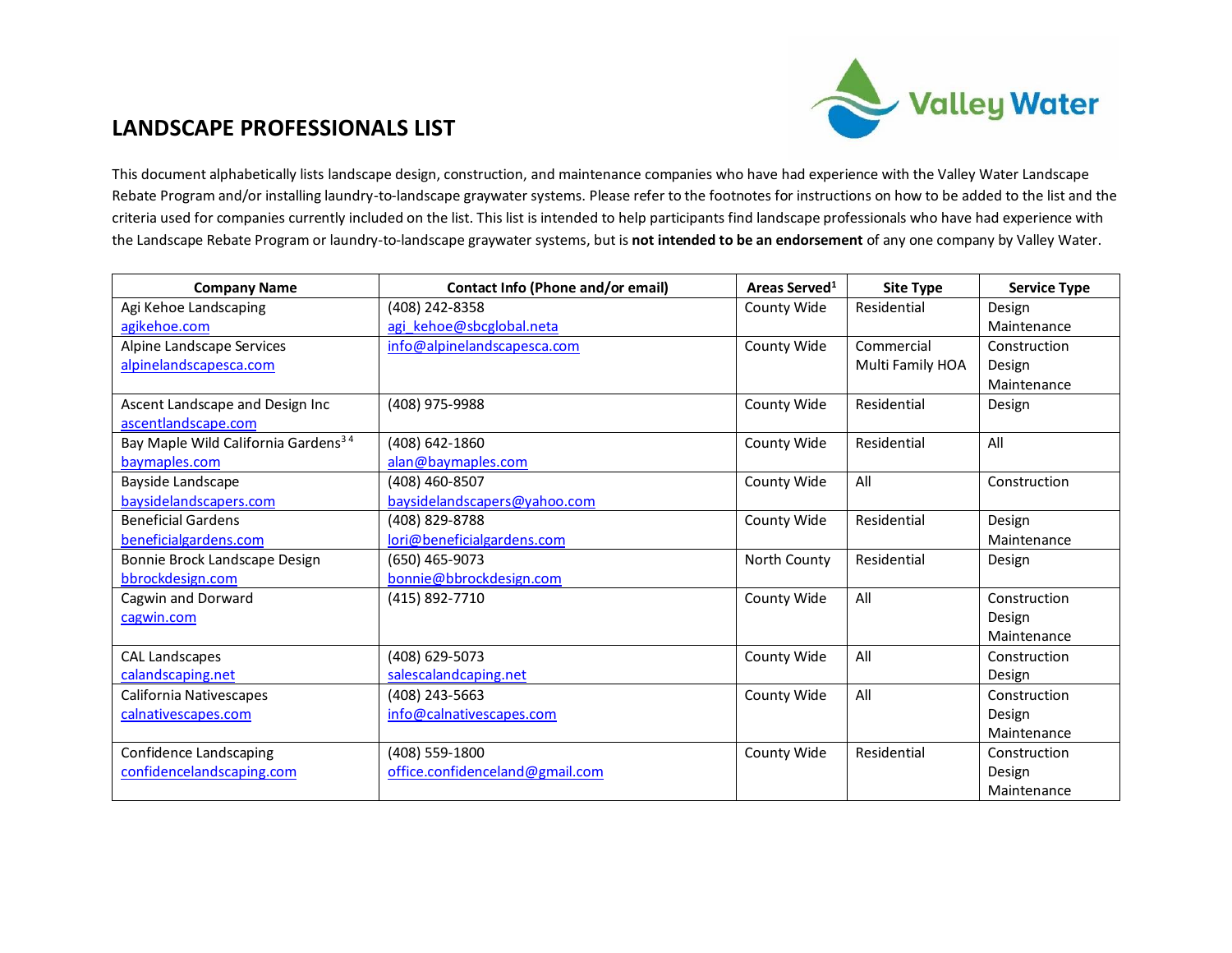# LANDSCAPE PROFESSIONALS LIST

This document alphabetically lists landscape design, construction, and maintenance companies who have had experience with the Valley Water Landscape Rebate Program and/or installing laundry-to-landscape graywater systems. Please refer to the footnotes for instructions on how to be added to the list and the criteria used for companies currently included on the list. This list is intended to help participants find landscape professionals who have had experience with the Landscape Rebate Program or laundry-to-landscape graywater systems, but is **not intended to be an endorsement** of any one company by Valley Water.

| Company Name | Contact Info (Phone and/or email) | Areas Served[1] | Site Type | Service Type |
|---|---|---|---|---|
| Agi Kehoe Landscaping<br>agikehoe.com | (408) 242-8358<br>agi_kehoe@sbcglobal.neta | County Wide | Residential | Design<br>Maintenance |
| Alpine Landscape Services<br>alpinelandscapesca.com | info@alpinelandscapesca.com | County Wide | Commercial<br>Multi Family HOA | Construction<br>Design<br>Maintenance |
| Ascent Landscape and Design Inc<br>ascentlandscape.com | (408) 975-9988 | County Wide | Residential | Design |
| Bay Maple Wild California Gardens[3,4]<br>baymaples.com | (408) 642-1860<br>alan@baymaples.com | County Wide | Residential | All |
| Bayside Landscape<br>baysidelandscapers.com | (408) 460-8507<br>baysidelandscapers@yahoo.com | County Wide | All | Construction |
| Beneficial Gardens<br>beneficialgardens.com | (408) 829-8788<br>lori@beneficialgardens.com | County Wide | Residential | Design<br>Maintenance |
| Bonnie Brock Landscape Design<br>bbrockdesign.com | (650) 465-9073<br>bonnie@bbrockdesign.com | North County | Residential | Design |
| Cagwin and Dorward<br>cagwin.com | (415) 892-7710 | County Wide | All | Construction<br>Design<br>Maintenance |
| CAL Landscapes<br>calandscaping.net | (408) 629-5073<br>salescalandcaping.net | County Wide | All | Construction<br>Design |
| California Nativescapes<br>calnativescapes.com | (408) 243-5663<br>info@calnativescapes.com | County Wide | All | Construction<br>Design<br>Maintenance |
| Confidence Landscaping<br>confidencelandscaping.com | (408) 559-1800<br>office.confidenceland@gmail.com | County Wide | Residential | Construction<br>Design<br>Maintenance |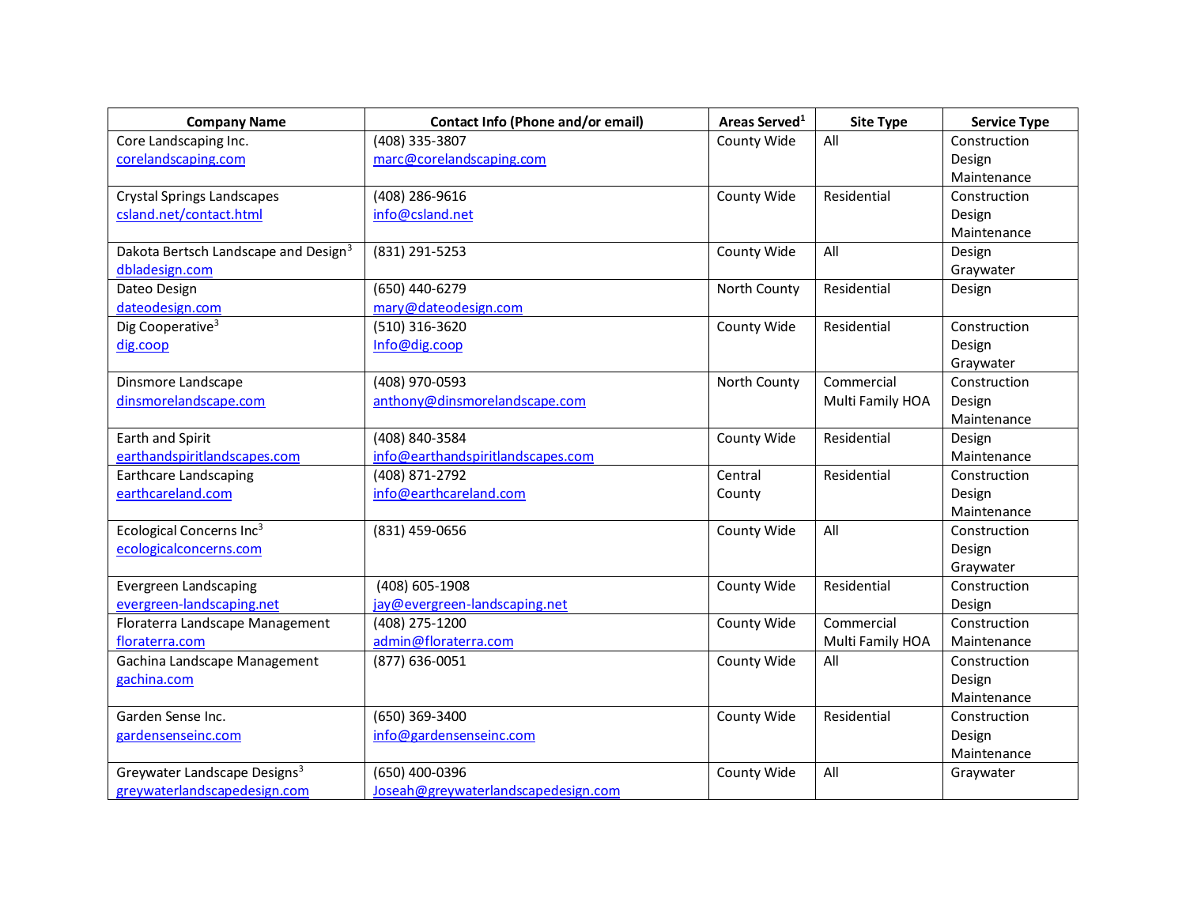| Company Name | Contact Info (Phone and/or email) | Areas Served[1] | Site Type | Service Type |
|---|---|---|---|---|
| Core Landscaping Inc.<br>corelandscaping.com | (408) 335-3807<br>marc@corelandscaping.com | County Wide | All | Construction<br>Design<br>Maintenance |
| Crystal Springs Landscapes<br>csland.net/contact.html | (408) 286-9616<br>info@csland.net | County Wide | Residential | Construction<br>Design<br>Maintenance |
| Dakota Bertsch Landscape and Design[3]<br>dbladesign.com | (831) 291-5253 | County Wide | All | Design<br>Graywater |
| Dateo Design<br>dateodesign.com | (650) 440-6279<br>mary@dateodesign.com | North County | Residential | Design |
| Dig Cooperative[3]<br>dig.coop | (510) 316-3620<br>Info@dig.coop | County Wide | Residential | Construction<br>Design<br>Graywater |
| Dinsmore Landscape<br>dinsmorelandscape.com | (408) 970-0593<br>anthony@dinsmorelandscape.com | North County | Commercial<br>Multi Family HOA | Construction<br>Design<br>Maintenance |
| Earth and Spirit<br>earthandspiritlandscapes.com | (408) 840-3584<br>info@earthandspiritlandscapes.com | County Wide | Residential | Design<br>Maintenance |
| Earthcare Landscaping<br>earthcareland.com | (408) 871-2792<br>info@earthcareland.com | Central County | Residential | Construction<br>Design<br>Maintenance |
| Ecological Concerns Inc[3]<br>ecologicalconcerns.com | (831) 459-0656 | County Wide | All | Construction<br>Design<br>Graywater |
| Evergreen Landscaping<br>evergreen-landscaping.net | (408) 605-1908<br>jay@evergreen-landscaping.net | County Wide | Residential | Construction<br>Design |
| Floraterra Landscape Management<br>floraterra.com | (408) 275-1200<br>admin@floraterra.com | County Wide | Commercial<br>Multi Family HOA | Construction<br>Maintenance |
| Gachina Landscape Management<br>gachina.com | (877) 636-0051 | County Wide | All | Construction<br>Design<br>Maintenance |
| Garden Sense Inc.<br>gardensenseinc.com | (650) 369-3400<br>info@gardensenseinc.com | County Wide | Residential | Construction<br>Design<br>Maintenance |
| Greywater Landscape Designs[3]<br>greywaterlandscapedesign.com | (650) 400-0396<br>Joseah@greywaterlandscapedesign.com | County Wide | All | Graywater |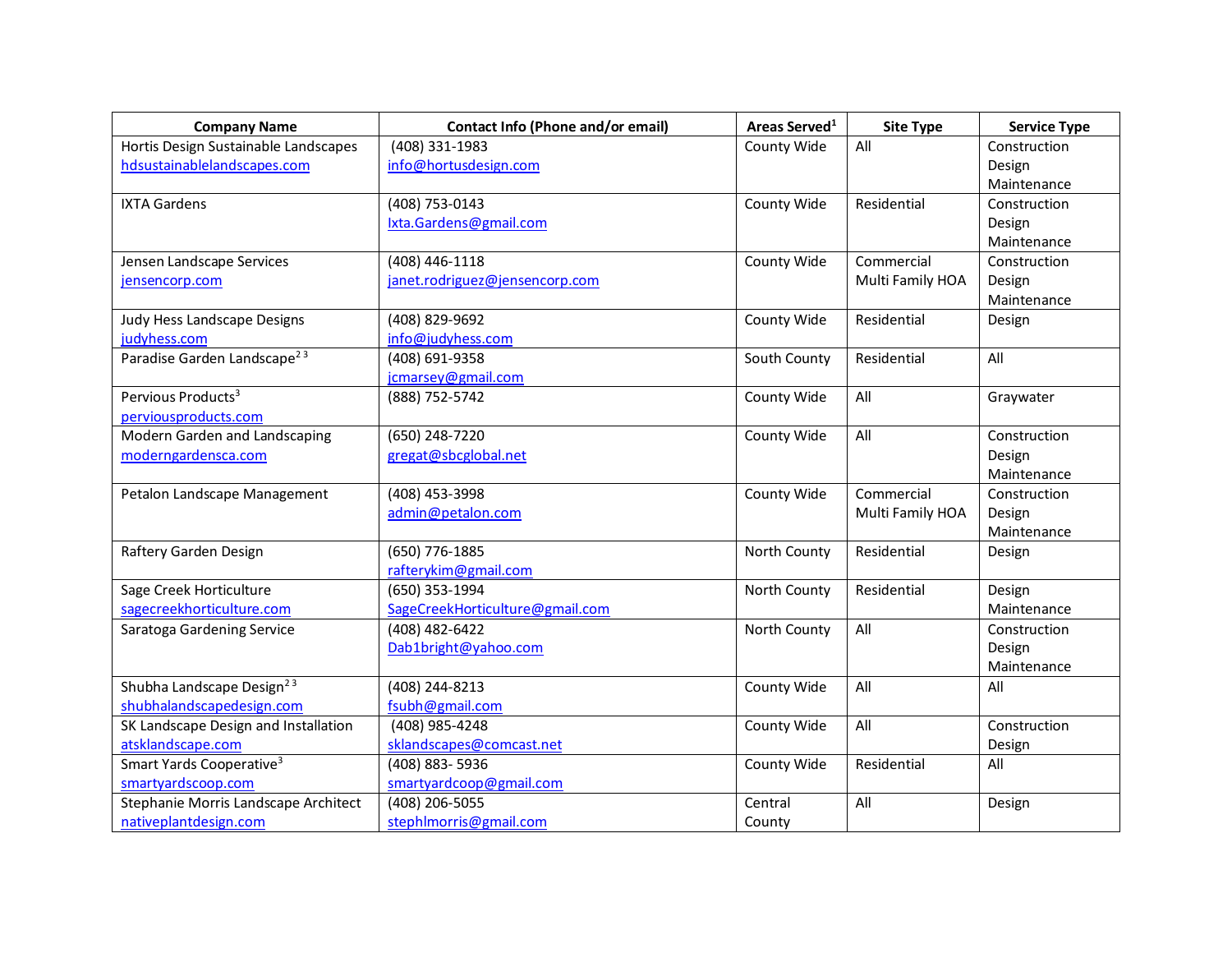| Company Name | Contact Info (Phone and/or email) | Areas Served[1] | Site Type | Service Type |
|---|---|---|---|---|
| Hortis Design Sustainable Landscapes<br>hdsustainablelandscapes.com | (408) 331-1983<br>info@hortusdesign.com | County Wide | All | Construction<br>Design<br>Maintenance |
| IXTA Gardens | (408) 753-0143<br>Ixta.Gardens@gmail.com | County Wide | Residential | Construction<br>Design<br>Maintenance |
| Jensen Landscape Services<br>jensencorp.com | (408) 446-1118<br>janet.rodriguez@jensencorp.com | County Wide | Commercial<br>Multi Family HOA | Construction<br>Design<br>Maintenance |
| Judy Hess Landscape Designs<br>judyhess.com | (408) 829-9692<br>info@judyhess.com | County Wide | Residential | Design |
| Paradise Garden Landscape[2 3] | (408) 691-9358<br>jcmarsey@gmail.com | South County | Residential | All |
| Pervious Products[3]<br>perviousproducts.com | (888) 752-5742 | County Wide | All | Graywater |
| Modern Garden and Landscaping<br>moderngardensca.com | (650) 248-7220<br>gregat@sbcglobal.net | County Wide | All | Construction<br>Design<br>Maintenance |
| Petalon Landscape Management | (408) 453-3998<br>admin@petalon.com | County Wide | Commercial<br>Multi Family HOA | Construction<br>Design<br>Maintenance |
| Raftery Garden Design | (650) 776-1885<br>rafterykim@gmail.com | North County | Residential | Design |
| Sage Creek Horticulture<br>sagecreekhorticulture.com | (650) 353-1994<br>SageCreekHorticulture@gmail.com | North County | Residential | Design<br>Maintenance |
| Saratoga Gardening Service | (408) 482-6422<br>Dab1bright@yahoo.com | North County | All | Construction<br>Design<br>Maintenance |
| Shubha Landscape Design[2 3]<br>shubhalandscapedesign.com | (408) 244-8213<br>fsubh@gmail.com | County Wide | All | All |
| SK Landscape Design and Installation<br>atsklandscape.com | (408) 985-4248<br>sklandscapes@comcast.net | County Wide | All | Construction<br>Design |
| Smart Yards Cooperative[3]<br>smartyardscoop.com | (408) 883- 5936<br>smartyardcoop@gmail.com | County Wide | Residential | All |
| Stephanie Morris Landscape Architect<br>nativeplantdesign.com | (408) 206-5055<br>stephlmorris@gmail.com | Central County | All | Design |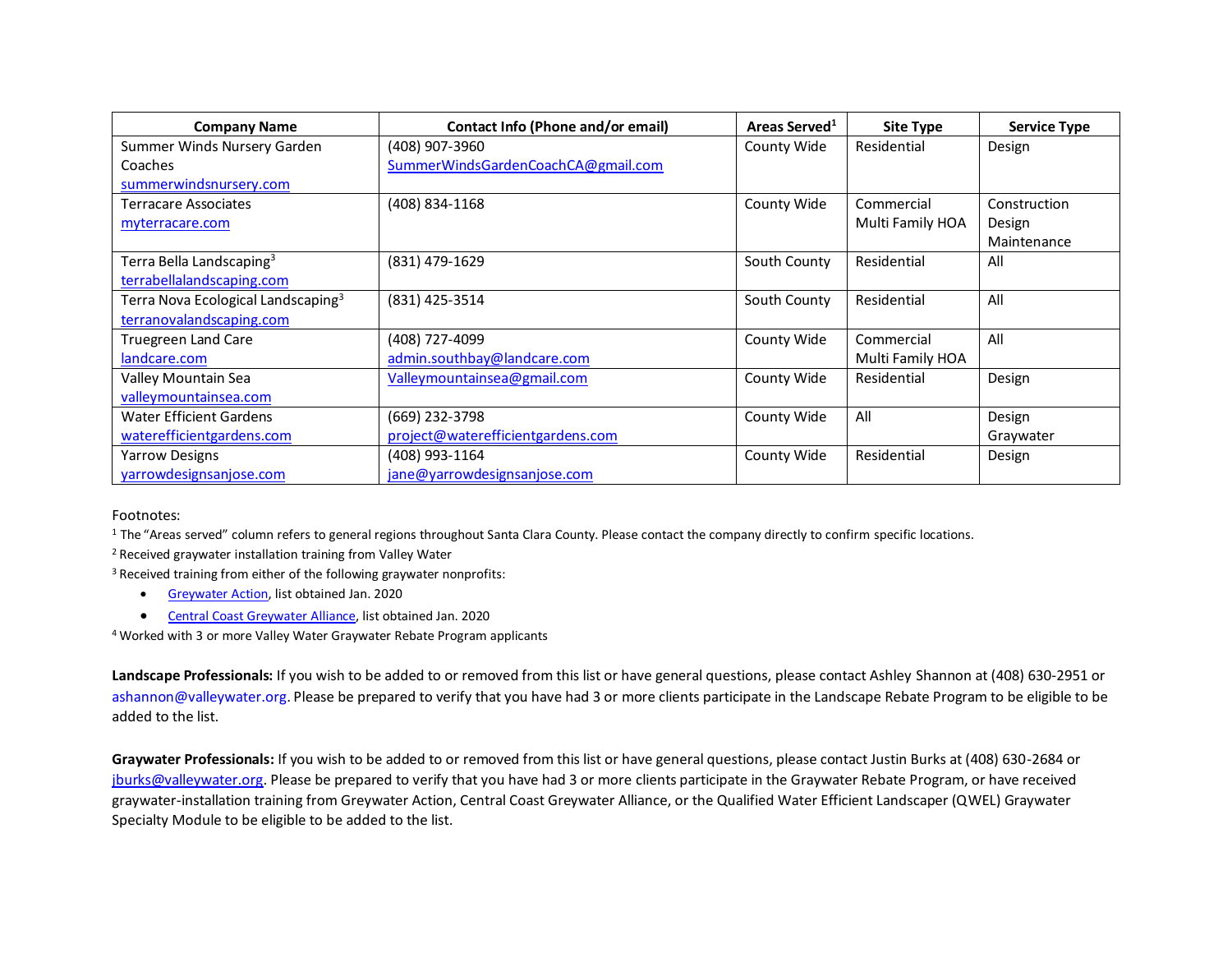| Company Name | Contact Info (Phone and/or email) | Areas Served[1] | Site Type | Service Type |
|---|---|---|---|---|
| Summer Winds Nursery Garden Coaches summerwindsnursery.com | (408) 907-3960 SummerWindsGardenCoachCA@gmail.com | County Wide | Residential | Design |
| Terracare Associates myterracare.com | (408) 834-1168 | County Wide | Commercial Multi Family HOA | Construction Design Maintenance |
| Terra Bella Landscaping[3] terrabellalandscaping.com | (831) 479-1629 | South County | Residential | All |
| Terra Nova Ecological Landscaping[3] terranovalandscaping.com | (831) 425-3514 | South County | Residential | All |
| Truegreen Land Care landcare.com | (408) 727-4099 admin.southbay@landcare.com | County Wide | Commercial Multi Family HOA | All |
| Valley Mountain Sea valleymountainsea.com | Valleymountainsea@gmail.com | County Wide | Residential | Design |
| Water Efficient Gardens waterefficientgardens.com | (669) 232-3798 project@waterefficientgardens.com | County Wide | All | Design Graywater |
| Yarrow Designs yarrowdesignsanjose.com | (408) 993-1164 jane@yarrowdesignsanjose.com | County Wide | Residential | Design |

Footnotes:

[1] The "Areas served" column refers to general regions throughout Santa Clara County. Please contact the company directly to confirm specific locations.

[2] Received graywater installation training from Valley Water

[3] Received training from either of the following graywater nonprofits:

- Greywater Action, list obtained Jan. 2020
- Central Coast Greywater Alliance, list obtained Jan. 2020

[4] Worked with 3 or more Valley Water Graywater Rebate Program applicants

**Landscape Professionals:** If you wish to be added to or removed from this list or have general questions, please contact Ashley Shannon at (408) 630-2951 or ashannon@valleywater.org. Please be prepared to verify that you have had 3 or more clients participate in the Landscape Rebate Program to be eligible to be added to the list.

**Graywater Professionals:** If you wish to be added to or removed from this list or have general questions, please contact Justin Burks at (408) 630-2684 or jburks@valleywater.org. Please be prepared to verify that you have had 3 or more clients participate in the Graywater Rebate Program, or have received graywater-installation training from Greywater Action, Central Coast Greywater Alliance, or the Qualified Water Efficient Landscaper (QWEL) Graywater Specialty Module to be eligible to be added to the list.